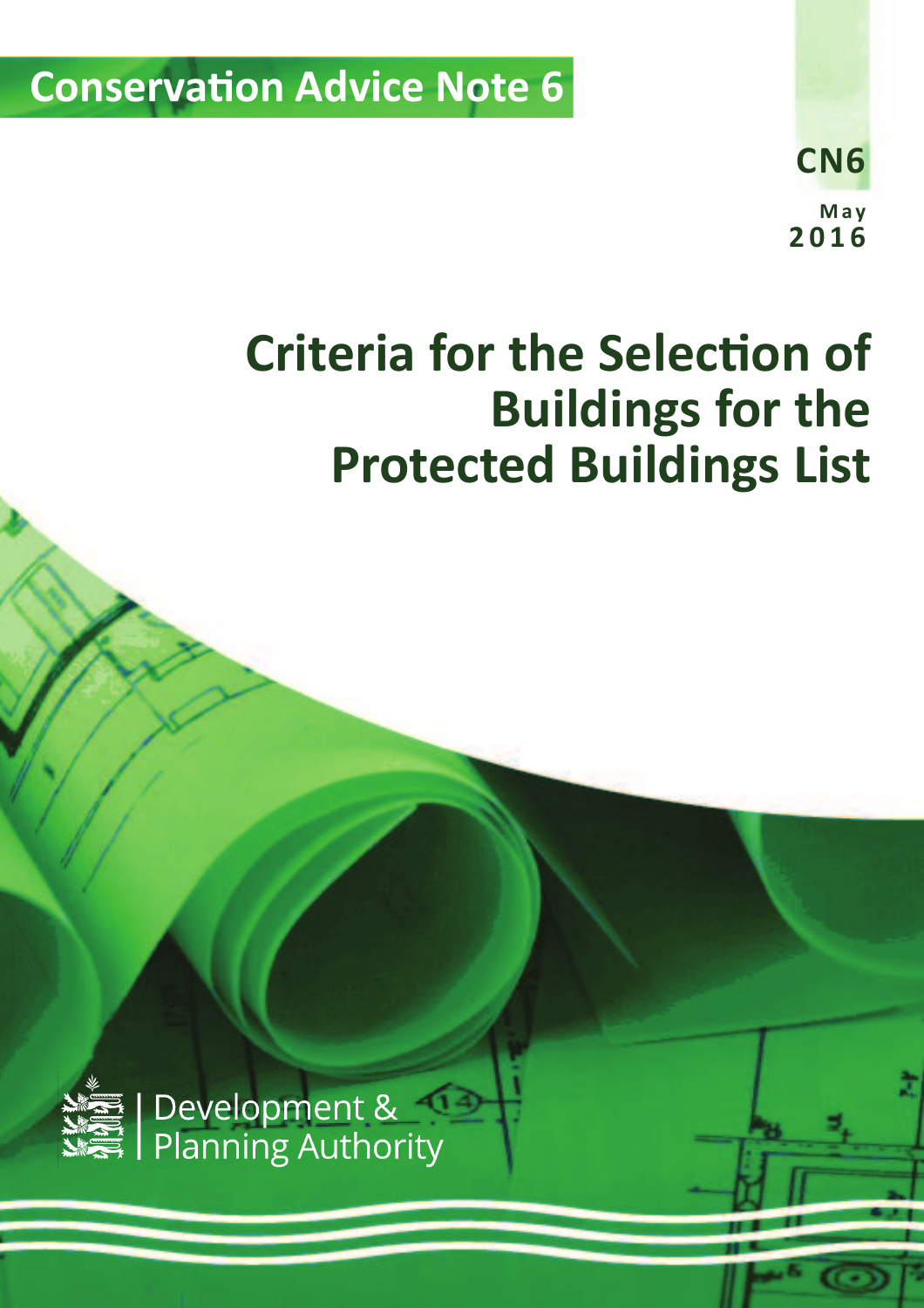Conservation Advice Note 6

CN6

May 2016

# Criteria for the Selection of Buildings for the Protected Buildings List

Development & Planning Authority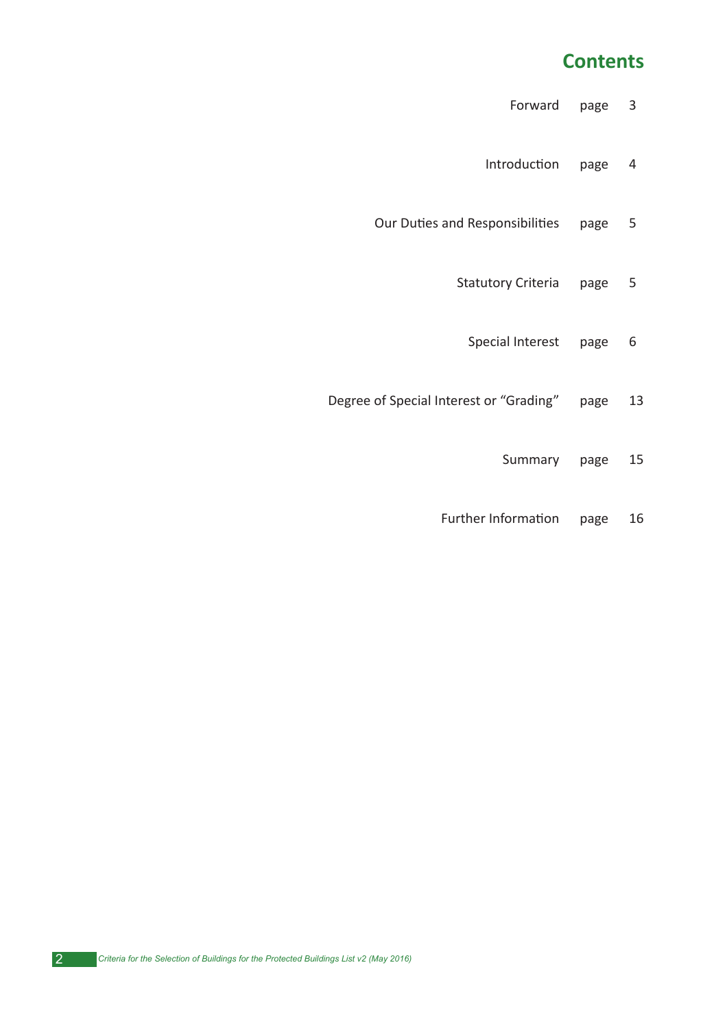# Contents

| | | |
|---|---|---|
| Forward | page | 3 |
| Introduction | page | 4 |
| Our Duties and Responsibilities | page | 5 |
| Statutory Criteria | page | 5 |
| Special Interest | page | 6 |
| Degree of Special Interest or “Grading” | page | 13 |
| Summary | page | 15 |
| Further Information | page | 16 |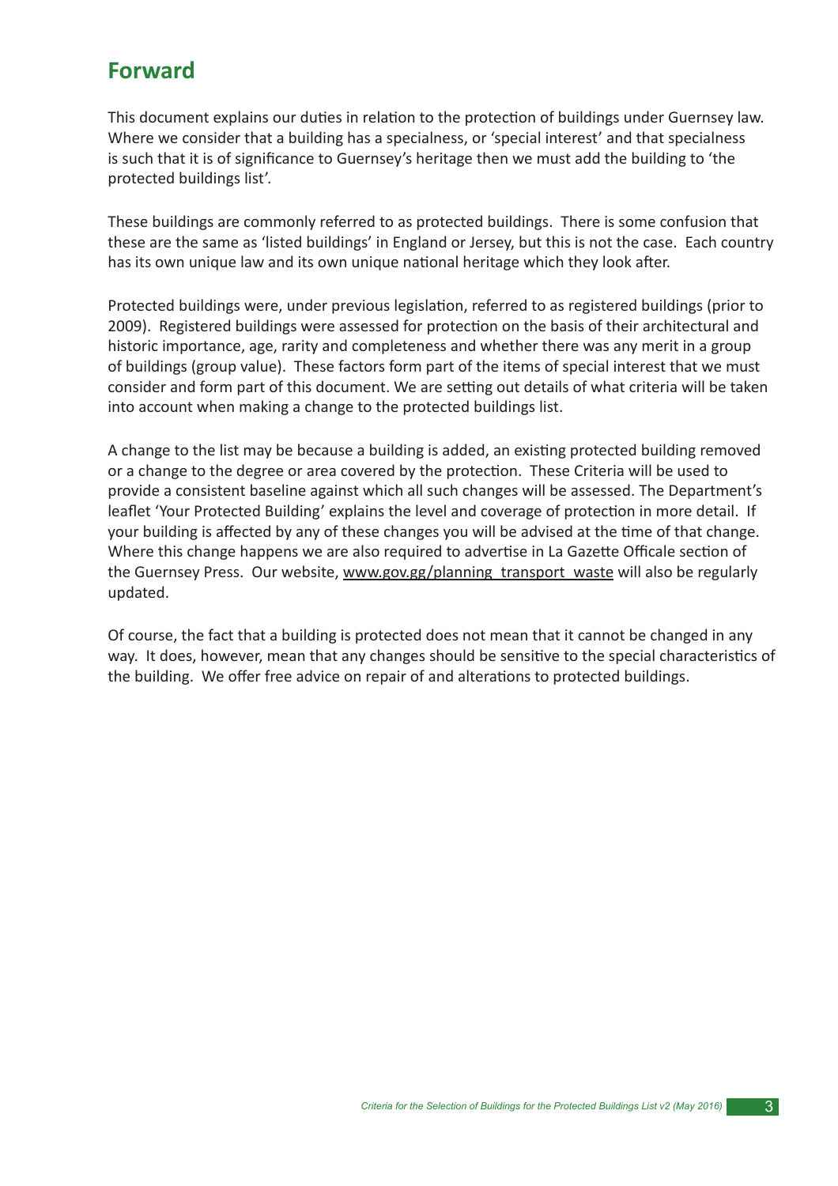# Forward

This document explains our duties in relation to the protection of buildings under Guernsey law. Where we consider that a building has a specialness, or 'special interest' and that specialness is such that it is of significance to Guernsey's heritage then we must add the building to 'the protected buildings list'.

These buildings are commonly referred to as protected buildings. There is some confusion that these are the same as 'listed buildings' in England or Jersey, but this is not the case. Each country has its own unique law and its own unique national heritage which they look after.

Protected buildings were, under previous legislation, referred to as registered buildings (prior to 2009). Registered buildings were assessed for protection on the basis of their architectural and historic importance, age, rarity and completeness and whether there was any merit in a group of buildings (group value). These factors form part of the items of special interest that we must consider and form part of this document. We are setting out details of what criteria will be taken into account when making a change to the protected buildings list.

A change to the list may be because a building is added, an existing protected building removed or a change to the degree or area covered by the protection. These Criteria will be used to provide a consistent baseline against which all such changes will be assessed. The Department's leaflet 'Your Protected Building' explains the level and coverage of protection in more detail. If your building is affected by any of these changes you will be advised at the time of that change. Where this change happens we are also required to advertise in La Gazette Officale section of the Guernsey Press. Our website, www.gov.gg/planning_transport_waste will also be regularly updated.

Of course, the fact that a building is protected does not mean that it cannot be changed in any way. It does, however, mean that any changes should be sensitive to the special characteristics of the building. We offer free advice on repair of and alterations to protected buildings.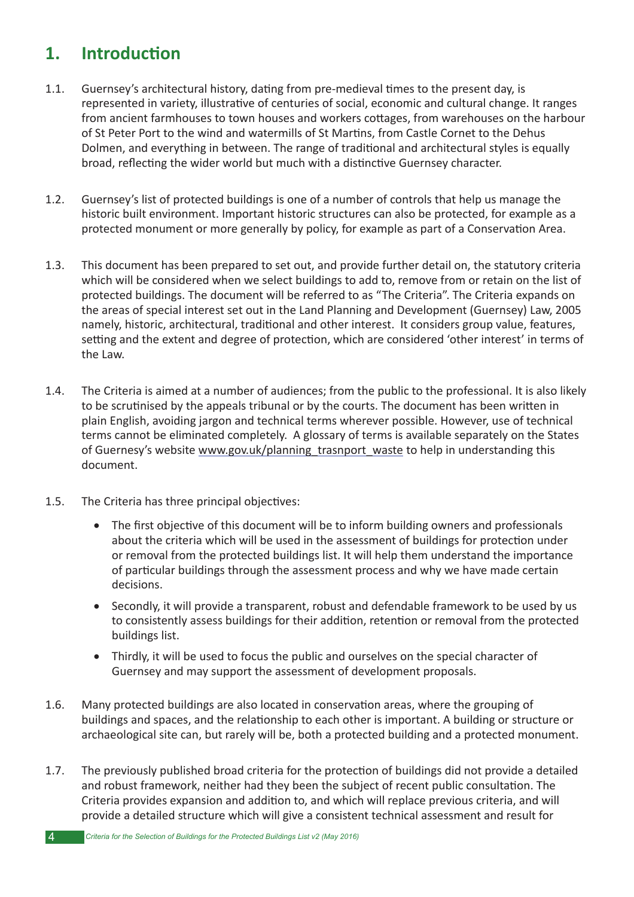# 1. Introduction

1.1. Guernsey's architectural history, dating from pre-medieval times to the present day, is represented in variety, illustrative of centuries of social, economic and cultural change. It ranges from ancient farmhouses to town houses and workers cottages, from warehouses on the harbour of St Peter Port to the wind and watermills of St Martins, from Castle Cornet to the Dehus Dolmen, and everything in between. The range of traditional and architectural styles is equally broad, reflecting the wider world but much with a distinctive Guernsey character.

1.2. Guernsey's list of protected buildings is one of a number of controls that help us manage the historic built environment. Important historic structures can also be protected, for example as a protected monument or more generally by policy, for example as part of a Conservation Area.

1.3. This document has been prepared to set out, and provide further detail on, the statutory criteria which will be considered when we select buildings to add to, remove from or retain on the list of protected buildings. The document will be referred to as "The Criteria". The Criteria expands on the areas of special interest set out in the Land Planning and Development (Guernsey) Law, 2005 namely, historic, architectural, traditional and other interest. It considers group value, features, setting and the extent and degree of protection, which are considered 'other interest' in terms of the Law.

1.4. The Criteria is aimed at a number of audiences; from the public to the professional. It is also likely to be scrutinised by the appeals tribunal or by the courts. The document has been written in plain English, avoiding jargon and technical terms wherever possible. However, use of technical terms cannot be eliminated completely. A glossary of terms is available separately on the States of Guernesy's website www.gov.uk/planning_trasnport_waste to help in understanding this document.

1.5. The Criteria has three principal objectives:

- The first objective of this document will be to inform building owners and professionals about the criteria which will be used in the assessment of buildings for protection under or removal from the protected buildings list. It will help them understand the importance of particular buildings through the assessment process and why we have made certain decisions.
- Secondly, it will provide a transparent, robust and defendable framework to be used by us to consistently assess buildings for their addition, retention or removal from the protected buildings list.
- Thirdly, it will be used to focus the public and ourselves on the special character of Guernsey and may support the assessment of development proposals.

1.6. Many protected buildings are also located in conservation areas, where the grouping of buildings and spaces, and the relationship to each other is important. A building or structure or archaeological site can, but rarely will be, both a protected building and a protected monument.

1.7. The previously published broad criteria for the protection of buildings did not provide a detailed and robust framework, neither had they been the subject of recent public consultation. The Criteria provides expansion and addition to, and which will replace previous criteria, and will provide a detailed structure which will give a consistent technical assessment and result for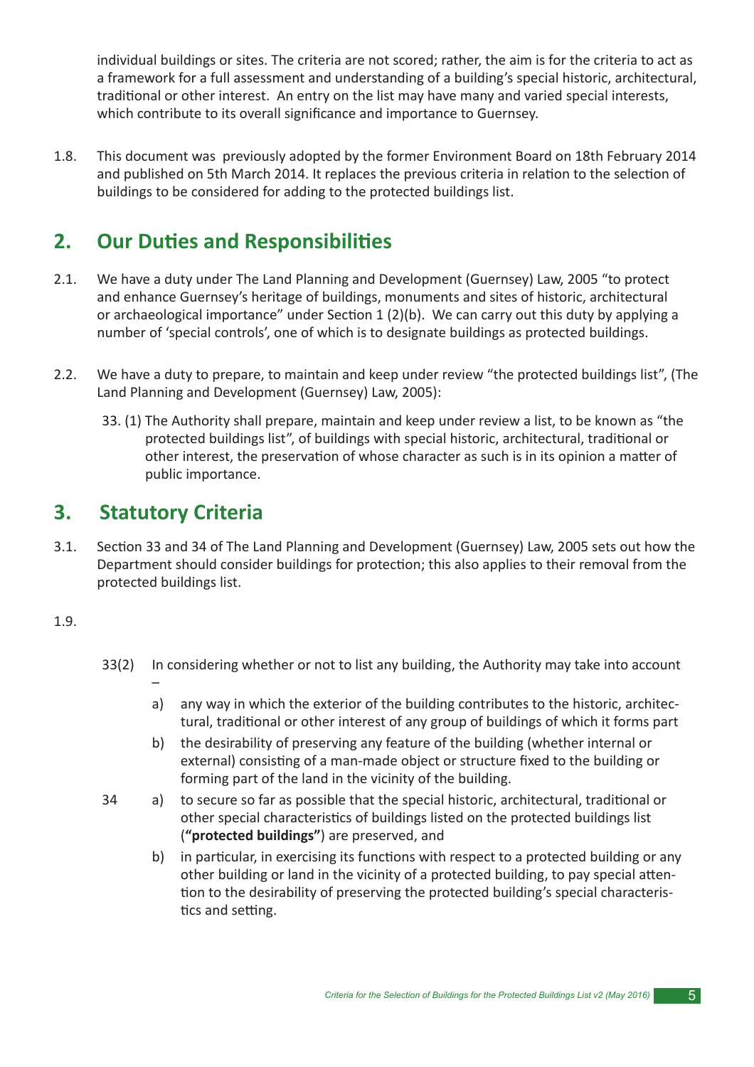individual buildings or sites. The criteria are not scored; rather, the aim is for the criteria to act as a framework for a full assessment and understanding of a building's special historic, architectural, traditional or other interest. An entry on the list may have many and varied special interests, which contribute to its overall significance and importance to Guernsey.

1.8. This document was previously adopted by the former Environment Board on 18th February 2014 and published on 5th March 2014. It replaces the previous criteria in relation to the selection of buildings to be considered for adding to the protected buildings list.

## 2. Our Duties and Responsibilities

2.1. We have a duty under The Land Planning and Development (Guernsey) Law, 2005 "to protect and enhance Guernsey's heritage of buildings, monuments and sites of historic, architectural or archaeological importance" under Section 1 (2)(b). We can carry out this duty by applying a number of 'special controls', one of which is to designate buildings as protected buildings.

2.2. We have a duty to prepare, to maintain and keep under review "the protected buildings list", (The Land Planning and Development (Guernsey) Law, 2005):

> 33. (1) The Authority shall prepare, maintain and keep under review a list, to be known as "the protected buildings list", of buildings with special historic, architectural, traditional or other interest, the preservation of whose character as such is in its opinion a matter of public importance.

## 3. Statutory Criteria

3.1. Section 33 and 34 of The Land Planning and Development (Guernsey) Law, 2005 sets out how the Department should consider buildings for protection; this also applies to their removal from the protected buildings list.

1.9.

> 33(2) In considering whether or not to list any building, the Authority may take into account –
>
> a) any way in which the exterior of the building contributes to the historic, architectural, traditional or other interest of any group of buildings of which it forms part
>
> b) the desirability of preserving any feature of the building (whether internal or external) consisting of a man-made object or structure fixed to the building or forming part of the land in the vicinity of the building.
>
> 34 a) to secure so far as possible that the special historic, architectural, traditional or other special characteristics of buildings listed on the protected buildings list (**"protected buildings"**) are preserved, and
>
> b) in particular, in exercising its functions with respect to a protected building or any other building or land in the vicinity of a protected building, to pay special attention to the desirability of preserving the protected building's special characteristics and setting.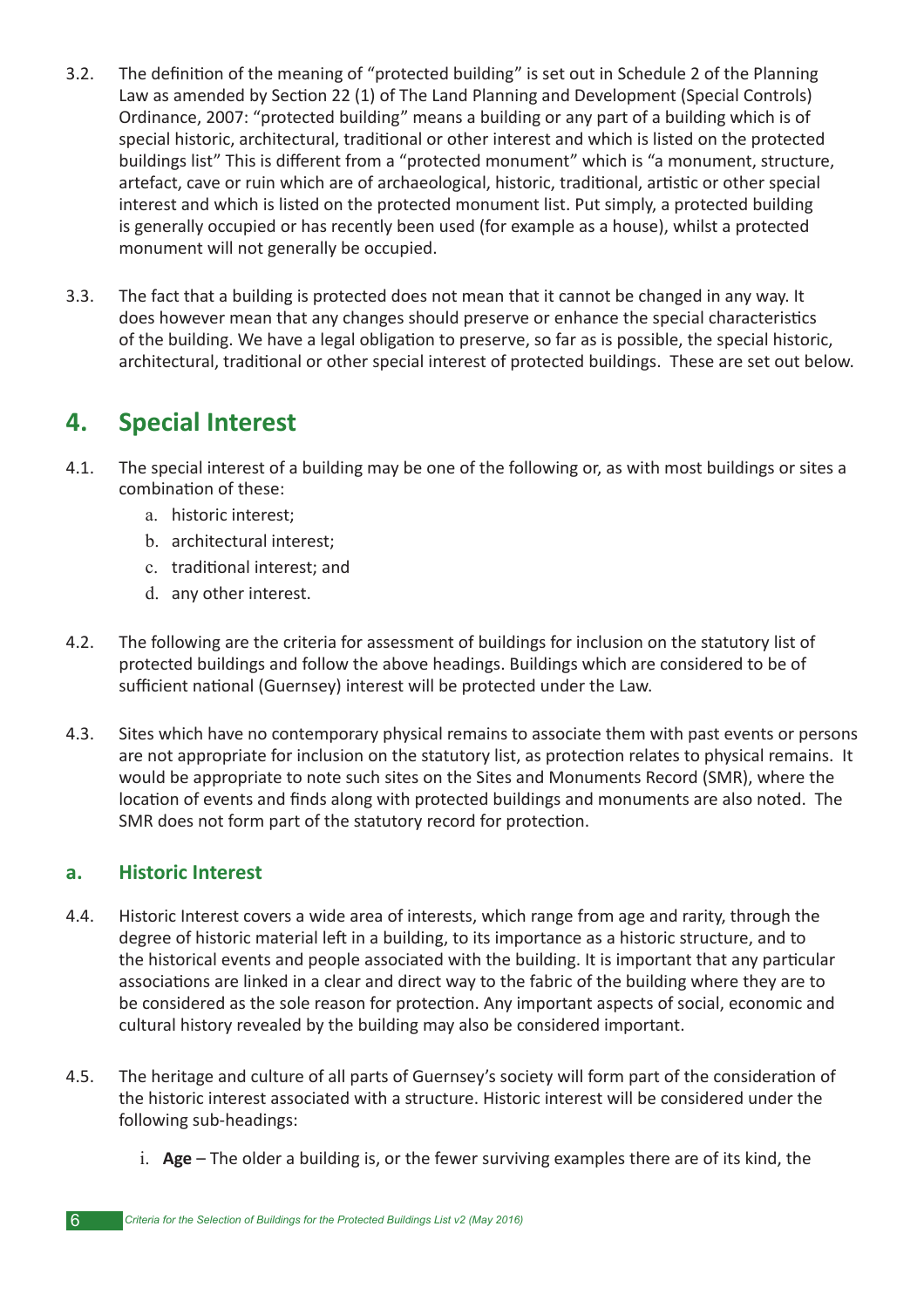3.2. The definition of the meaning of "protected building" is set out in Schedule 2 of the Planning Law as amended by Section 22 (1) of The Land Planning and Development (Special Controls) Ordinance, 2007: "protected building" means a building or any part of a building which is of special historic, architectural, traditional or other interest and which is listed on the protected buildings list" This is different from a "protected monument" which is "a monument, structure, artefact, cave or ruin which are of archaeological, historic, traditional, artistic or other special interest and which is listed on the protected monument list. Put simply, a protected building is generally occupied or has recently been used (for example as a house), whilst a protected monument will not generally be occupied.

3.3. The fact that a building is protected does not mean that it cannot be changed in any way. It does however mean that any changes should preserve or enhance the special characteristics of the building. We have a legal obligation to preserve, so far as is possible, the special historic, architectural, traditional or other special interest of protected buildings. These are set out below.

## 4. Special Interest

4.1. The special interest of a building may be one of the following or, as with most buildings or sites a combination of these:

a. historic interest;
b. architectural interest;
c. traditional interest; and
d. any other interest.

4.2. The following are the criteria for assessment of buildings for inclusion on the statutory list of protected buildings and follow the above headings. Buildings which are considered to be of sufficient national (Guernsey) interest will be protected under the Law.

4.3. Sites which have no contemporary physical remains to associate them with past events or persons are not appropriate for inclusion on the statutory list, as protection relates to physical remains. It would be appropriate to note such sites on the Sites and Monuments Record (SMR), where the location of events and finds along with protected buildings and monuments are also noted. The SMR does not form part of the statutory record for protection.

### a. Historic Interest

4.4. Historic Interest covers a wide area of interests, which range from age and rarity, through the degree of historic material left in a building, to its importance as a historic structure, and to the historical events and people associated with the building. It is important that any particular associations are linked in a clear and direct way to the fabric of the building where they are to be considered as the sole reason for protection. Any important aspects of social, economic and cultural history revealed by the building may also be considered important.

4.5. The heritage and culture of all parts of Guernsey's society will form part of the consideration of the historic interest associated with a structure. Historic interest will be considered under the following sub-headings:

i. **Age** – The older a building is, or the fewer surviving examples there are of its kind, the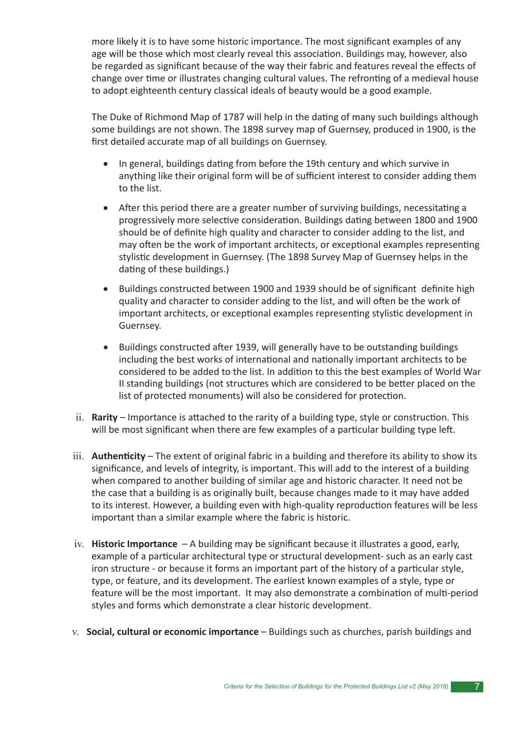more likely it is to have some historic importance. The most significant examples of any age will be those which most clearly reveal this association. Buildings may, however, also be regarded as significant because of the way their fabric and features reveal the effects of change over time or illustrates changing cultural values. The refronting of a medieval house to adopt eighteenth century classical ideals of beauty would be a good example.

The Duke of Richmond Map of 1787 will help in the dating of many such buildings although some buildings are not shown. The 1898 survey map of Guernsey, produced in 1900, is the first detailed accurate map of all buildings on Guernsey.

- In general, buildings dating from before the 19th century and which survive in anything like their original form will be of sufficient interest to consider adding them to the list.
- After this period there are a greater number of surviving buildings, necessitating a progressively more selective consideration. Buildings dating between 1800 and 1900 should be of definite high quality and character to consider adding to the list, and may often be the work of important architects, or exceptional examples representing stylistic development in Guernsey. (The 1898 Survey Map of Guernsey helps in the dating of these buildings.)
- Buildings constructed between 1900 and 1939 should be of significant definite high quality and character to consider adding to the list, and will often be the work of important architects, or exceptional examples representing stylistic development in Guernsey.
- Buildings constructed after 1939, will generally have to be outstanding buildings including the best works of international and nationally important architects to be considered to be added to the list. In addition to this the best examples of World War II standing buildings (not structures which are considered to be better placed on the list of protected monuments) will also be considered for protection.

ii. **Rarity** – Importance is attached to the rarity of a building type, style or construction. This will be most significant when there are few examples of a particular building type left.

iii. **Authenticity** – The extent of original fabric in a building and therefore its ability to show its significance, and levels of integrity, is important. This will add to the interest of a building when compared to another building of similar age and historic character. It need not be the case that a building is as originally built, because changes made to it may have added to its interest. However, a building even with high-quality reproduction features will be less important than a similar example where the fabric is historic.

iv. **Historic Importance** – A building may be significant because it illustrates a good, early, example of a particular architectural type or structural development- such as an early cast iron structure - or because it forms an important part of the history of a particular style, type, or feature, and its development. The earliest known examples of a style, type or feature will be the most important. It may also demonstrate a combination of multi-period styles and forms which demonstrate a clear historic development.

v. **Social, cultural or economic importance** – Buildings such as churches, parish buildings and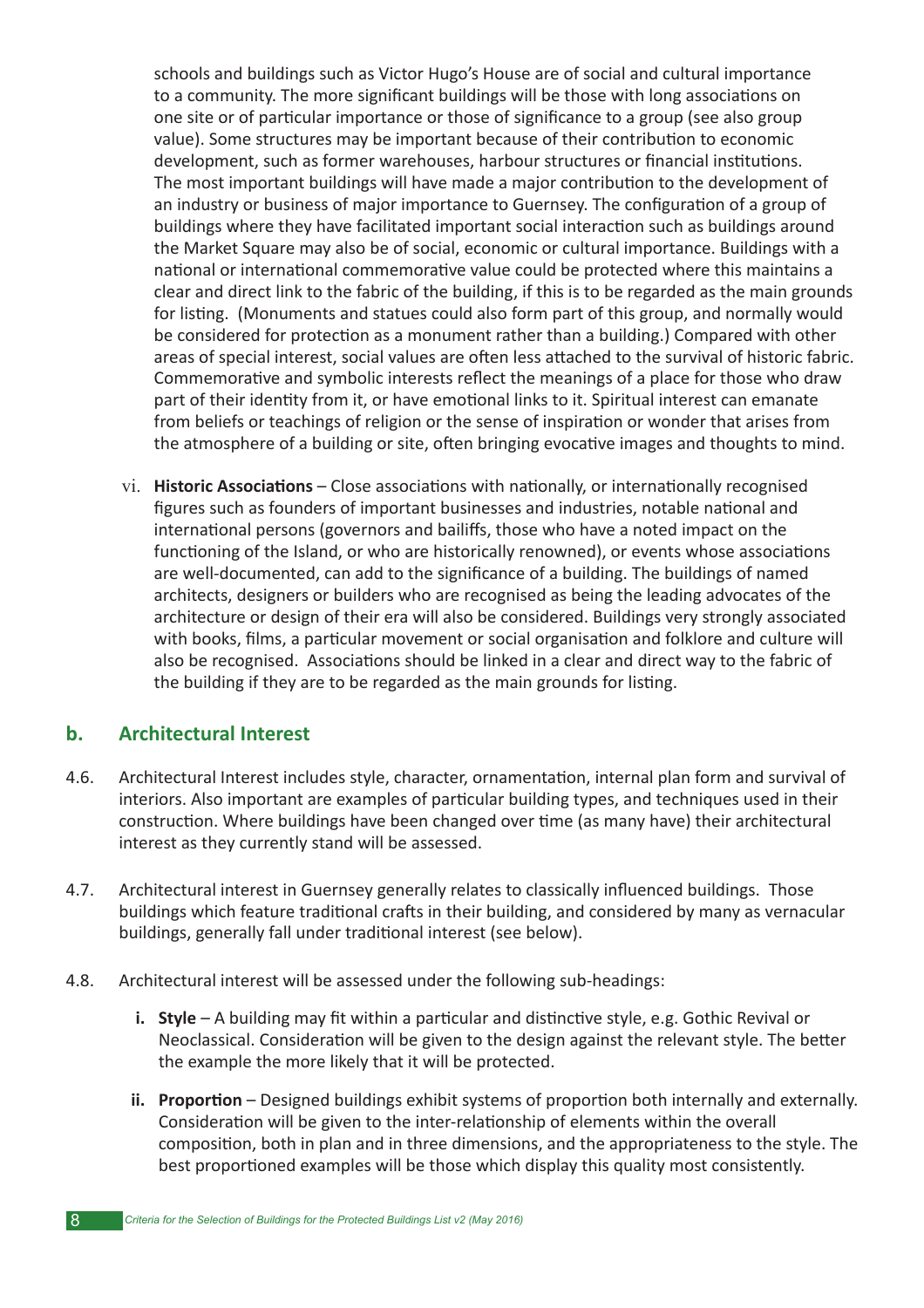schools and buildings such as Victor Hugo's House are of social and cultural importance to a community. The more significant buildings will be those with long associations on one site or of particular importance or those of significance to a group (see also group value). Some structures may be important because of their contribution to economic development, such as former warehouses, harbour structures or financial institutions. The most important buildings will have made a major contribution to the development of an industry or business of major importance to Guernsey. The configuration of a group of buildings where they have facilitated important social interaction such as buildings around the Market Square may also be of social, economic or cultural importance. Buildings with a national or international commemorative value could be protected where this maintains a clear and direct link to the fabric of the building, if this is to be regarded as the main grounds for listing. (Monuments and statues could also form part of this group, and normally would be considered for protection as a monument rather than a building.) Compared with other areas of special interest, social values are often less attached to the survival of historic fabric. Commemorative and symbolic interests reflect the meanings of a place for those who draw part of their identity from it, or have emotional links to it. Spiritual interest can emanate from beliefs or teachings of religion or the sense of inspiration or wonder that arises from the atmosphere of a building or site, often bringing evocative images and thoughts to mind.

vi. **Historic Associations** – Close associations with nationally, or internationally recognised figures such as founders of important businesses and industries, notable national and international persons (governors and bailiffs, those who have a noted impact on the functioning of the Island, or who are historically renowned), or events whose associations are well-documented, can add to the significance of a building. The buildings of named architects, designers or builders who are recognised as being the leading advocates of the architecture or design of their era will also be considered. Buildings very strongly associated with books, films, a particular movement or social organisation and folklore and culture will also be recognised. Associations should be linked in a clear and direct way to the fabric of the building if they are to be regarded as the main grounds for listing.

## b. Architectural Interest

4.6. Architectural Interest includes style, character, ornamentation, internal plan form and survival of interiors. Also important are examples of particular building types, and techniques used in their construction. Where buildings have been changed over time (as many have) their architectural interest as they currently stand will be assessed.

4.7. Architectural interest in Guernsey generally relates to classically influenced buildings. Those buildings which feature traditional crafts in their building, and considered by many as vernacular buildings, generally fall under traditional interest (see below).

4.8. Architectural interest will be assessed under the following sub-headings:

i. **Style** – A building may fit within a particular and distinctive style, e.g. Gothic Revival or Neoclassical. Consideration will be given to the design against the relevant style. The better the example the more likely that it will be protected.

ii. **Proportion** – Designed buildings exhibit systems of proportion both internally and externally. Consideration will be given to the inter-relationship of elements within the overall composition, both in plan and in three dimensions, and the appropriateness to the style. The best proportioned examples will be those which display this quality most consistently.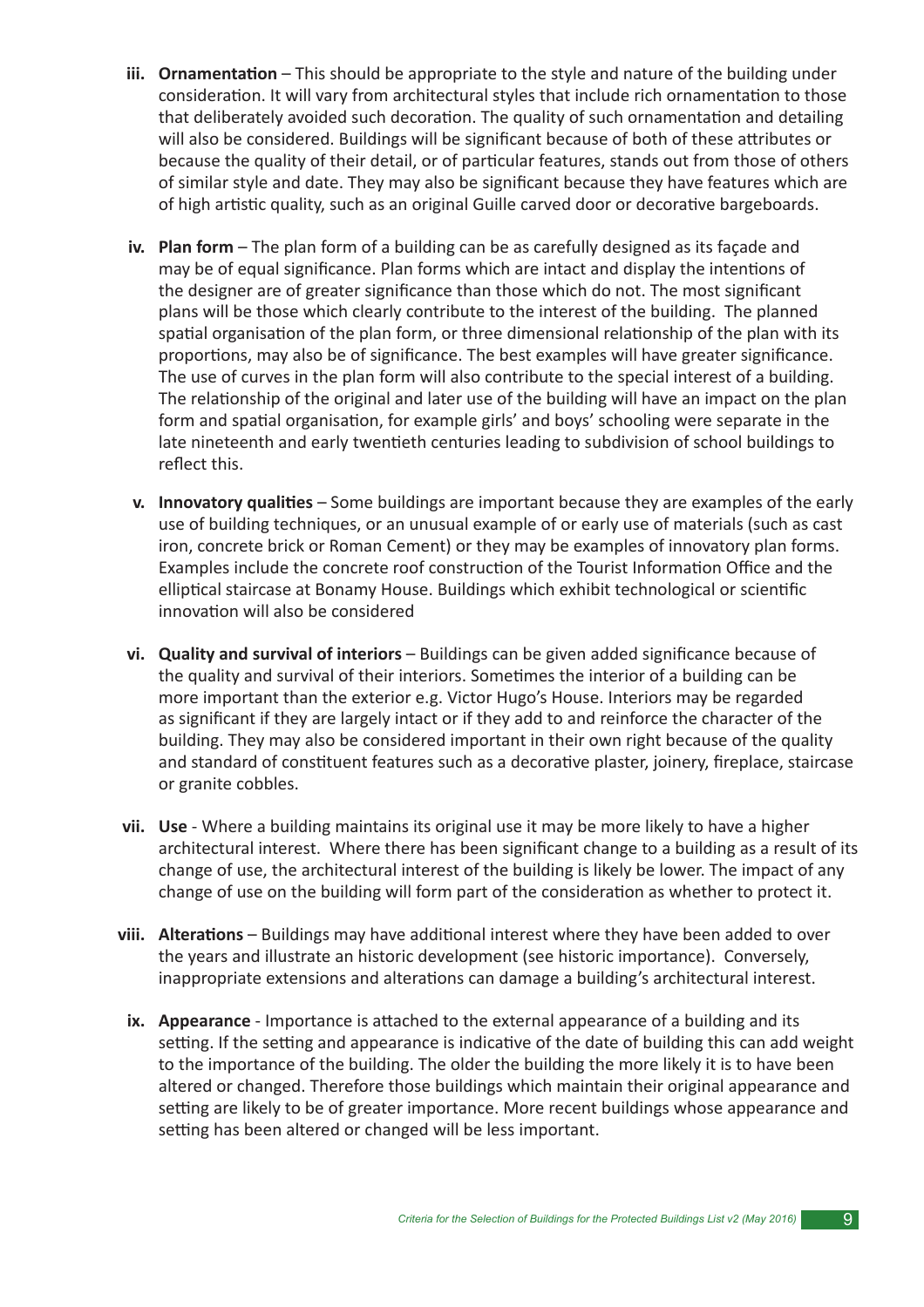iii. **Ornamentation** – This should be appropriate to the style and nature of the building under consideration. It will vary from architectural styles that include rich ornamentation to those that deliberately avoided such decoration. The quality of such ornamentation and detailing will also be considered. Buildings will be significant because of both of these attributes or because the quality of their detail, or of particular features, stands out from those of others of similar style and date. They may also be significant because they have features which are of high artistic quality, such as an original Guille carved door or decorative bargeboards.

iv. **Plan form** – The plan form of a building can be as carefully designed as its façade and may be of equal significance. Plan forms which are intact and display the intentions of the designer are of greater significance than those which do not. The most significant plans will be those which clearly contribute to the interest of the building. The planned spatial organisation of the plan form, or three dimensional relationship of the plan with its proportions, may also be of significance. The best examples will have greater significance. The use of curves in the plan form will also contribute to the special interest of a building. The relationship of the original and later use of the building will have an impact on the plan form and spatial organisation, for example girls' and boys' schooling were separate in the late nineteenth and early twentieth centuries leading to subdivision of school buildings to reflect this.

v. **Innovatory qualities** – Some buildings are important because they are examples of the early use of building techniques, or an unusual example of or early use of materials (such as cast iron, concrete brick or Roman Cement) or they may be examples of innovatory plan forms. Examples include the concrete roof construction of the Tourist Information Office and the elliptical staircase at Bonamy House. Buildings which exhibit technological or scientific innovation will also be considered

vi. **Quality and survival of interiors** – Buildings can be given added significance because of the quality and survival of their interiors. Sometimes the interior of a building can be more important than the exterior e.g. Victor Hugo's House. Interiors may be regarded as significant if they are largely intact or if they add to and reinforce the character of the building. They may also be considered important in their own right because of the quality and standard of constituent features such as a decorative plaster, joinery, fireplace, staircase or granite cobbles.

vii. **Use** - Where a building maintains its original use it may be more likely to have a higher architectural interest. Where there has been significant change to a building as a result of its change of use, the architectural interest of the building is likely be lower. The impact of any change of use on the building will form part of the consideration as whether to protect it.

viii. **Alterations** – Buildings may have additional interest where they have been added to over the years and illustrate an historic development (see historic importance). Conversely, inappropriate extensions and alterations can damage a building's architectural interest.

ix. **Appearance** - Importance is attached to the external appearance of a building and its setting. If the setting and appearance is indicative of the date of building this can add weight to the importance of the building. The older the building the more likely it is to have been altered or changed. Therefore those buildings which maintain their original appearance and setting are likely to be of greater importance. More recent buildings whose appearance and setting has been altered or changed will be less important.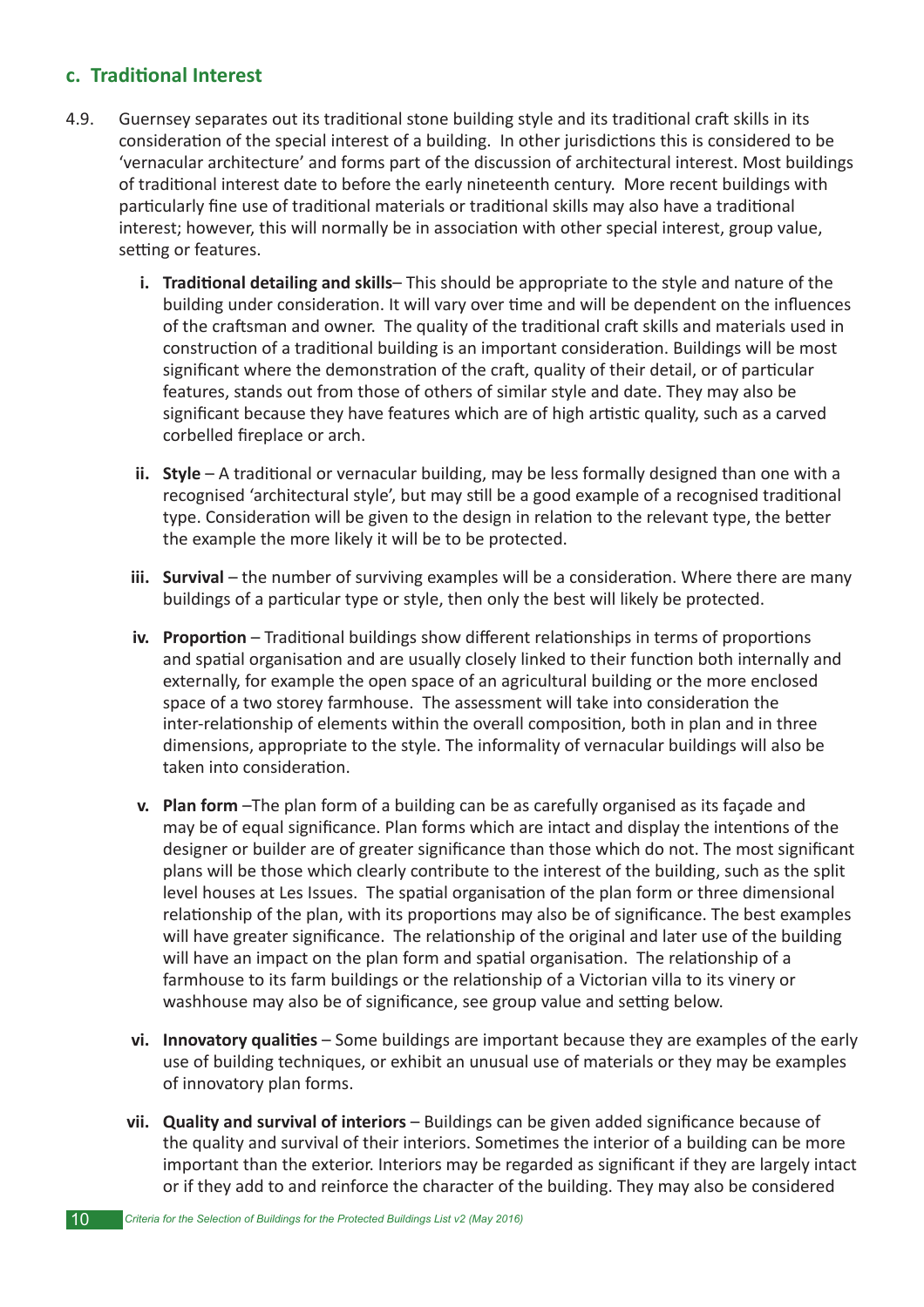### c. Traditional Interest

4.9. Guernsey separates out its traditional stone building style and its traditional craft skills in its consideration of the special interest of a building. In other jurisdictions this is considered to be 'vernacular architecture' and forms part of the discussion of architectural interest. Most buildings of traditional interest date to before the early nineteenth century. More recent buildings with particularly fine use of traditional materials or traditional skills may also have a traditional interest; however, this will normally be in association with other special interest, group value, setting or features.

i. **Traditional detailing and skills**– This should be appropriate to the style and nature of the building under consideration. It will vary over time and will be dependent on the influences of the craftsman and owner. The quality of the traditional craft skills and materials used in construction of a traditional building is an important consideration. Buildings will be most significant where the demonstration of the craft, quality of their detail, or of particular features, stands out from those of others of similar style and date. They may also be significant because they have features which are of high artistic quality, such as a carved corbelled fireplace or arch.

ii. **Style** – A traditional or vernacular building, may be less formally designed than one with a recognised 'architectural style', but may still be a good example of a recognised traditional type. Consideration will be given to the design in relation to the relevant type, the better the example the more likely it will be to be protected.

iii. **Survival** – the number of surviving examples will be a consideration. Where there are many buildings of a particular type or style, then only the best will likely be protected.

iv. **Proportion** – Traditional buildings show different relationships in terms of proportions and spatial organisation and are usually closely linked to their function both internally and externally, for example the open space of an agricultural building or the more enclosed space of a two storey farmhouse. The assessment will take into consideration the inter-relationship of elements within the overall composition, both in plan and in three dimensions, appropriate to the style. The informality of vernacular buildings will also be taken into consideration.

v. **Plan form** –The plan form of a building can be as carefully organised as its façade and may be of equal significance. Plan forms which are intact and display the intentions of the designer or builder are of greater significance than those which do not. The most significant plans will be those which clearly contribute to the interest of the building, such as the split level houses at Les Issues. The spatial organisation of the plan form or three dimensional relationship of the plan, with its proportions may also be of significance. The best examples will have greater significance. The relationship of the original and later use of the building will have an impact on the plan form and spatial organisation. The relationship of a farmhouse to its farm buildings or the relationship of a Victorian villa to its vinery or washhouse may also be of significance, see group value and setting below.

vi. **Innovatory qualities** – Some buildings are important because they are examples of the early use of building techniques, or exhibit an unusual use of materials or they may be examples of innovatory plan forms.

vii. **Quality and survival of interiors** – Buildings can be given added significance because of the quality and survival of their interiors. Sometimes the interior of a building can be more important than the exterior. Interiors may be regarded as significant if they are largely intact or if they add to and reinforce the character of the building. They may also be considered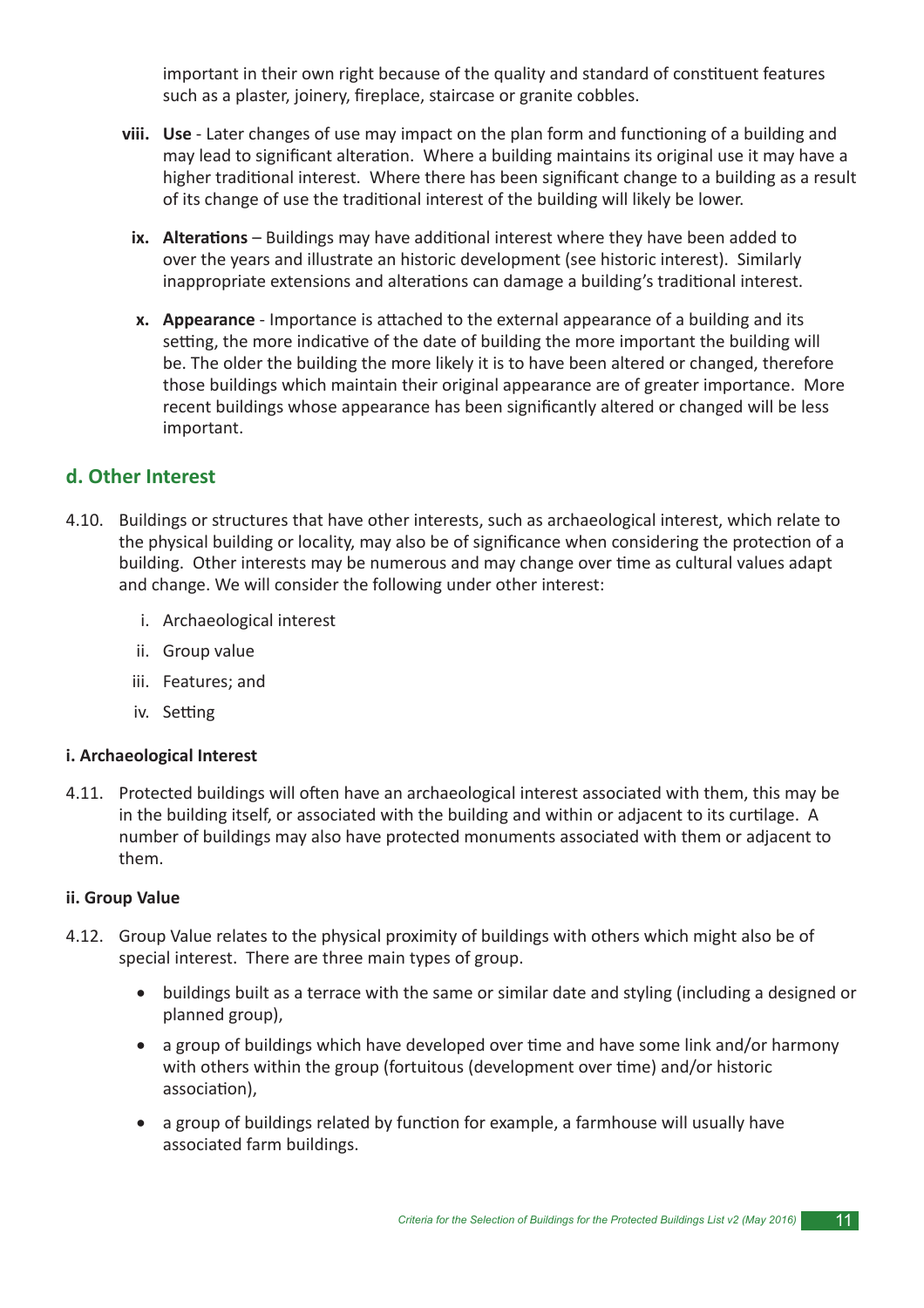important in their own right because of the quality and standard of constituent features such as a plaster, joinery, fireplace, staircase or granite cobbles.

viii. **Use** - Later changes of use may impact on the plan form and functioning of a building and may lead to significant alteration. Where a building maintains its original use it may have a higher traditional interest. Where there has been significant change to a building as a result of its change of use the traditional interest of the building will likely be lower.

ix. **Alterations** – Buildings may have additional interest where they have been added to over the years and illustrate an historic development (see historic interest). Similarly inappropriate extensions and alterations can damage a building's traditional interest.

x. **Appearance** - Importance is attached to the external appearance of a building and its setting, the more indicative of the date of building the more important the building will be. The older the building the more likely it is to have been altered or changed, therefore those buildings which maintain their original appearance are of greater importance. More recent buildings whose appearance has been significantly altered or changed will be less important.

## d. Other Interest

4.10. Buildings or structures that have other interests, such as archaeological interest, which relate to the physical building or locality, may also be of significance when considering the protection of a building. Other interests may be numerous and may change over time as cultural values adapt and change. We will consider the following under other interest:

i. Archaeological interest

ii. Group value

iii. Features; and

iv. Setting

### i. Archaeological Interest

4.11. Protected buildings will often have an archaeological interest associated with them, this may be in the building itself, or associated with the building and within or adjacent to its curtilage. A number of buildings may also have protected monuments associated with them or adjacent to them.

### ii. Group Value

4.12. Group Value relates to the physical proximity of buildings with others which might also be of special interest. There are three main types of group.

- buildings built as a terrace with the same or similar date and styling (including a designed or planned group),
- a group of buildings which have developed over time and have some link and/or harmony with others within the group (fortuitous (development over time) and/or historic association),
- a group of buildings related by function for example, a farmhouse will usually have associated farm buildings.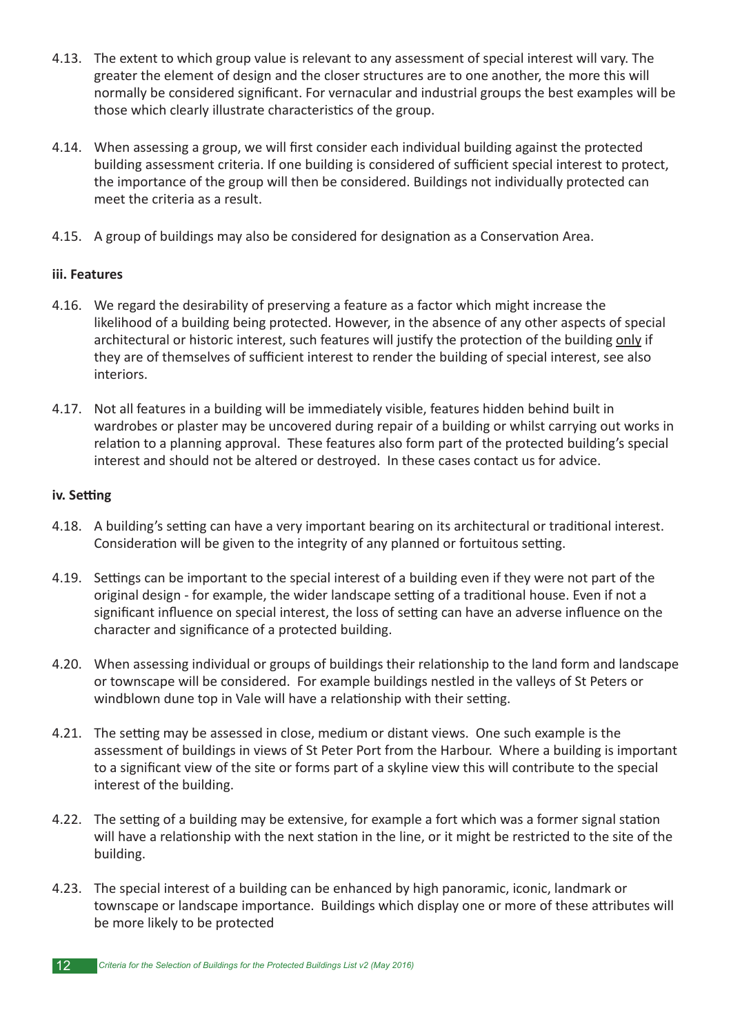4.13. The extent to which group value is relevant to any assessment of special interest will vary. The greater the element of design and the closer structures are to one another, the more this will normally be considered significant. For vernacular and industrial groups the best examples will be those which clearly illustrate characteristics of the group.

4.14. When assessing a group, we will first consider each individual building against the protected building assessment criteria. If one building is considered of sufficient special interest to protect, the importance of the group will then be considered. Buildings not individually protected can meet the criteria as a result.

4.15. A group of buildings may also be considered for designation as a Conservation Area.

**iii. Features**

4.16. We regard the desirability of preserving a feature as a factor which might increase the likelihood of a building being protected. However, in the absence of any other aspects of special architectural or historic interest, such features will justify the protection of the building <u>only</u> if they are of themselves of sufficient interest to render the building of special interest, see also interiors.

4.17. Not all features in a building will be immediately visible, features hidden behind built in wardrobes or plaster may be uncovered during repair of a building or whilst carrying out works in relation to a planning approval. These features also form part of the protected building's special interest and should not be altered or destroyed. In these cases contact us for advice.

**iv. Setting**

4.18. A building's setting can have a very important bearing on its architectural or traditional interest. Consideration will be given to the integrity of any planned or fortuitous setting.

4.19. Settings can be important to the special interest of a building even if they were not part of the original design - for example, the wider landscape setting of a traditional house. Even if not a significant influence on special interest, the loss of setting can have an adverse influence on the character and significance of a protected building.

4.20. When assessing individual or groups of buildings their relationship to the land form and landscape or townscape will be considered. For example buildings nestled in the valleys of St Peters or windblown dune top in Vale will have a relationship with their setting.

4.21. The setting may be assessed in close, medium or distant views. One such example is the assessment of buildings in views of St Peter Port from the Harbour. Where a building is important to a significant view of the site or forms part of a skyline view this will contribute to the special interest of the building.

4.22. The setting of a building may be extensive, for example a fort which was a former signal station will have a relationship with the next station in the line, or it might be restricted to the site of the building.

4.23. The special interest of a building can be enhanced by high panoramic, iconic, landmark or townscape or landscape importance. Buildings which display one or more of these attributes will be more likely to be protected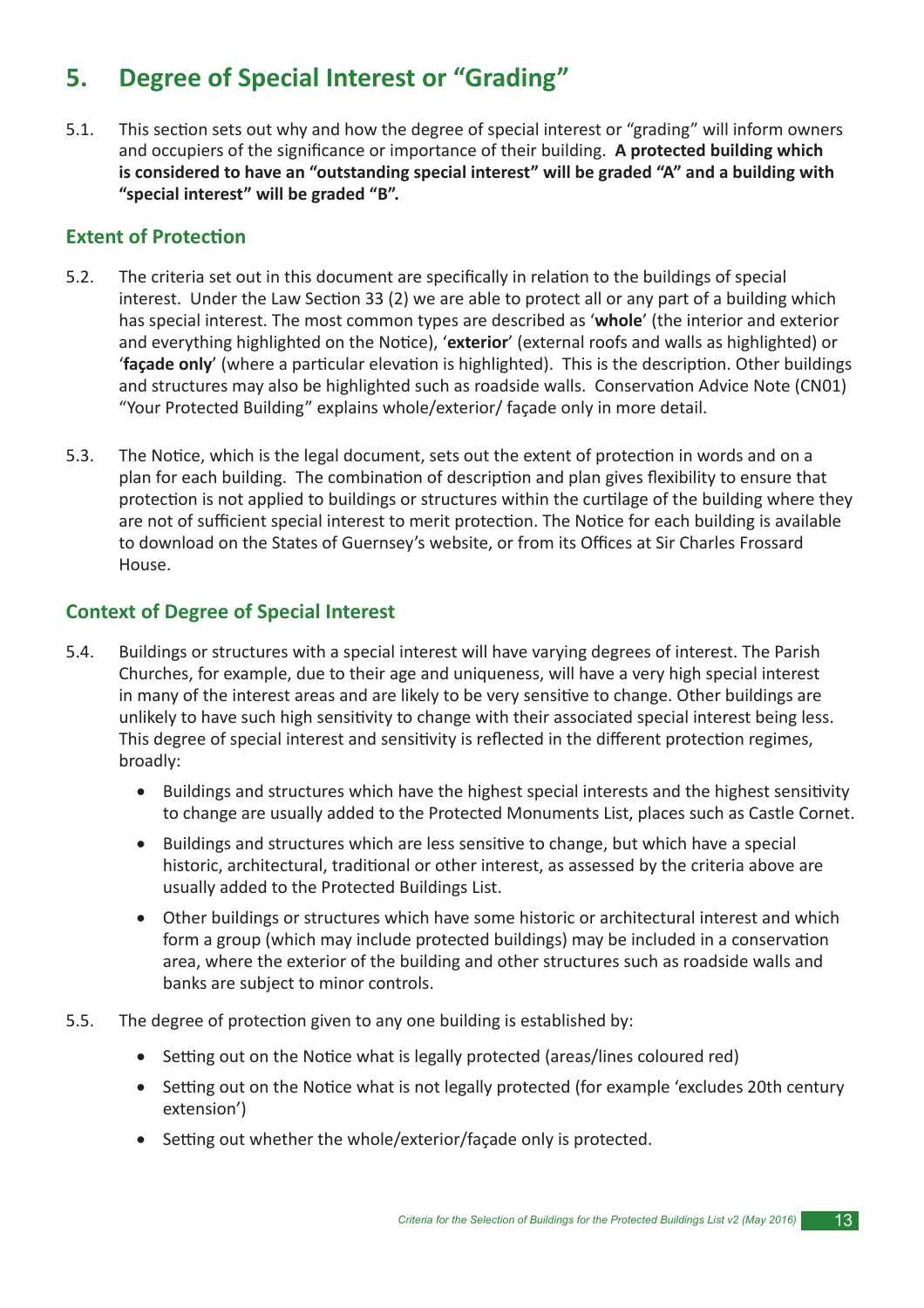# 5. Degree of Special Interest or "Grading"

5.1. This section sets out why and how the degree of special interest or "grading" will inform owners and occupiers of the significance or importance of their building. **A protected building which is considered to have an "outstanding special interest" will be graded "A" and a building with "special interest" will be graded "B".**

## Extent of Protection

5.2. The criteria set out in this document are specifically in relation to the buildings of special interest. Under the Law Section 33 (2) we are able to protect all or any part of a building which has special interest. The most common types are described as '**whole**' (the interior and exterior and everything highlighted on the Notice), '**exterior**' (external roofs and walls as highlighted) or '**façade only**' (where a particular elevation is highlighted). This is the description. Other buildings and structures may also be highlighted such as roadside walls. Conservation Advice Note (CN01) "Your Protected Building" explains whole/exterior/ façade only in more detail.

5.3. The Notice, which is the legal document, sets out the extent of protection in words and on a plan for each building. The combination of description and plan gives flexibility to ensure that protection is not applied to buildings or structures within the curtilage of the building where they are not of sufficient special interest to merit protection. The Notice for each building is available to download on the States of Guernsey's website, or from its Offices at Sir Charles Frossard House.

## Context of Degree of Special Interest

5.4. Buildings or structures with a special interest will have varying degrees of interest. The Parish Churches, for example, due to their age and uniqueness, will have a very high special interest in many of the interest areas and are likely to be very sensitive to change. Other buildings are unlikely to have such high sensitivity to change with their associated special interest being less. This degree of special interest and sensitivity is reflected in the different protection regimes, broadly:

- Buildings and structures which have the highest special interests and the highest sensitivity to change are usually added to the Protected Monuments List, places such as Castle Cornet.
- Buildings and structures which are less sensitive to change, but which have a special historic, architectural, traditional or other interest, as assessed by the criteria above are usually added to the Protected Buildings List.
- Other buildings or structures which have some historic or architectural interest and which form a group (which may include protected buildings) may be included in a conservation area, where the exterior of the building and other structures such as roadside walls and banks are subject to minor controls.

5.5. The degree of protection given to any one building is established by:

- Setting out on the Notice what is legally protected (areas/lines coloured red)
- Setting out on the Notice what is not legally protected (for example 'excludes 20th century extension')
- Setting out whether the whole/exterior/façade only is protected.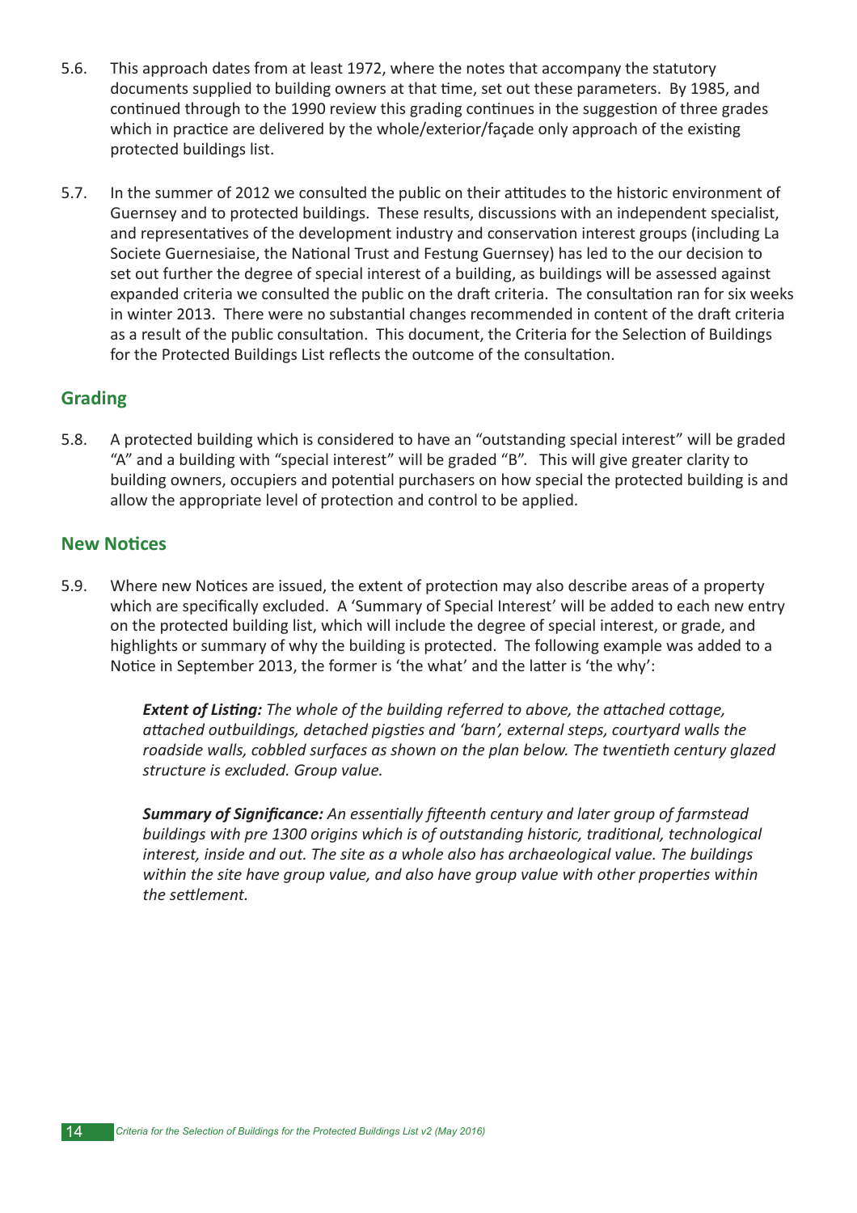5.6. This approach dates from at least 1972, where the notes that accompany the statutory documents supplied to building owners at that time, set out these parameters. By 1985, and continued through to the 1990 review this grading continues in the suggestion of three grades which in practice are delivered by the whole/exterior/façade only approach of the existing protected buildings list.

5.7. In the summer of 2012 we consulted the public on their attitudes to the historic environment of Guernsey and to protected buildings. These results, discussions with an independent specialist, and representatives of the development industry and conservation interest groups (including La Societe Guernesiaise, the National Trust and Festung Guernsey) has led to the our decision to set out further the degree of special interest of a building, as buildings will be assessed against expanded criteria we consulted the public on the draft criteria. The consultation ran for six weeks in winter 2013. There were no substantial changes recommended in content of the draft criteria as a result of the public consultation. This document, the Criteria for the Selection of Buildings for the Protected Buildings List reflects the outcome of the consultation.

## Grading

5.8. A protected building which is considered to have an "outstanding special interest" will be graded "A" and a building with "special interest" will be graded "B". This will give greater clarity to building owners, occupiers and potential purchasers on how special the protected building is and allow the appropriate level of protection and control to be applied.

## New Notices

5.9. Where new Notices are issued, the extent of protection may also describe areas of a property which are specifically excluded. A 'Summary of Special Interest' will be added to each new entry on the protected building list, which will include the degree of special interest, or grade, and highlights or summary of why the building is protected. The following example was added to a Notice in September 2013, the former is 'the what' and the latter is 'the why':

> ***Extent of Listing:*** *The whole of the building referred to above, the attached cottage, attached outbuildings, detached pigsties and 'barn', external steps, courtyard walls the roadside walls, cobbled surfaces as shown on the plan below. The twentieth century glazed structure is excluded. Group value.*
>
> ***Summary of Significance:*** *An essentially fifteenth century and later group of farmstead buildings with pre 1300 origins which is of outstanding historic, traditional, technological interest, inside and out. The site as a whole also has archaeological value. The buildings within the site have group value, and also have group value with other properties within the settlement.*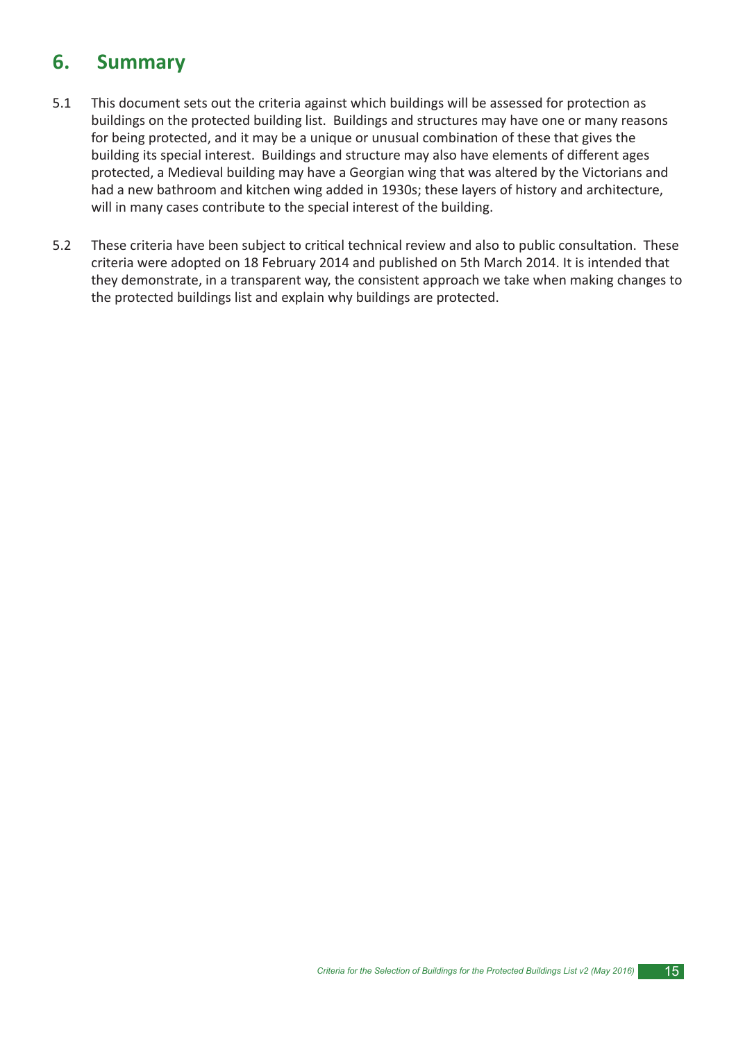## 6. Summary

5.1 This document sets out the criteria against which buildings will be assessed for protection as buildings on the protected building list. Buildings and structures may have one or many reasons for being protected, and it may be a unique or unusual combination of these that gives the building its special interest. Buildings and structure may also have elements of different ages protected, a Medieval building may have a Georgian wing that was altered by the Victorians and had a new bathroom and kitchen wing added in 1930s; these layers of history and architecture, will in many cases contribute to the special interest of the building.

5.2 These criteria have been subject to critical technical review and also to public consultation. These criteria were adopted on 18 February 2014 and published on 5th March 2014. It is intended that they demonstrate, in a transparent way, the consistent approach we take when making changes to the protected buildings list and explain why buildings are protected.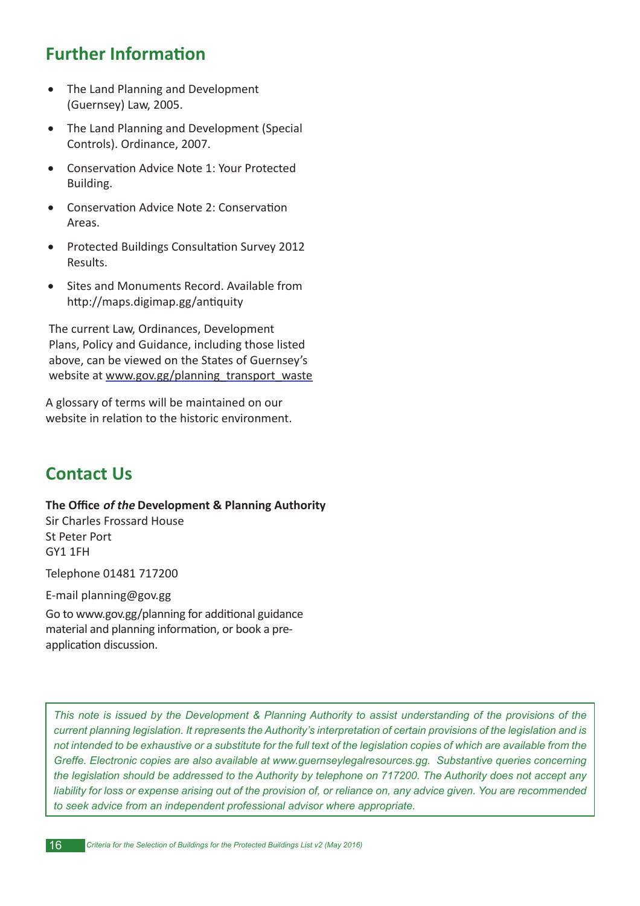## Further Information

- The Land Planning and Development (Guernsey) Law, 2005.
- The Land Planning and Development (Special Controls). Ordinance, 2007.
- Conservation Advice Note 1: Your Protected Building.
- Conservation Advice Note 2: Conservation Areas.
- Protected Buildings Consultation Survey 2012 Results.
- Sites and Monuments Record. Available from http://maps.digimap.gg/antiquity

The current Law, Ordinances, Development Plans, Policy and Guidance, including those listed above, can be viewed on the States of Guernsey's website at www.gov.gg/planning_transport_waste

A glossary of terms will be maintained on our website in relation to the historic environment.

## Contact Us

**The Office *of the* Development & Planning Authority**
Sir Charles Frossard House
St Peter Port
GY1 1FH

Telephone 01481 717200

E-mail planning@gov.gg

Go to www.gov.gg/planning for additional guidance material and planning information, or book a pre-application discussion.

*This note is issued by the Development & Planning Authority to assist understanding of the provisions of the current planning legislation. It represents the Authority's interpretation of certain provisions of the legislation and is not intended to be exhaustive or a substitute for the full text of the legislation copies of which are available from the Greffe. Electronic copies are also available at www.guernseylegalresources.gg. Substantive queries concerning the legislation should be addressed to the Authority by telephone on 717200. The Authority does not accept any liability for loss or expense arising out of the provision of, or reliance on, any advice given. You are recommended to seek advice from an independent professional advisor where appropriate.*